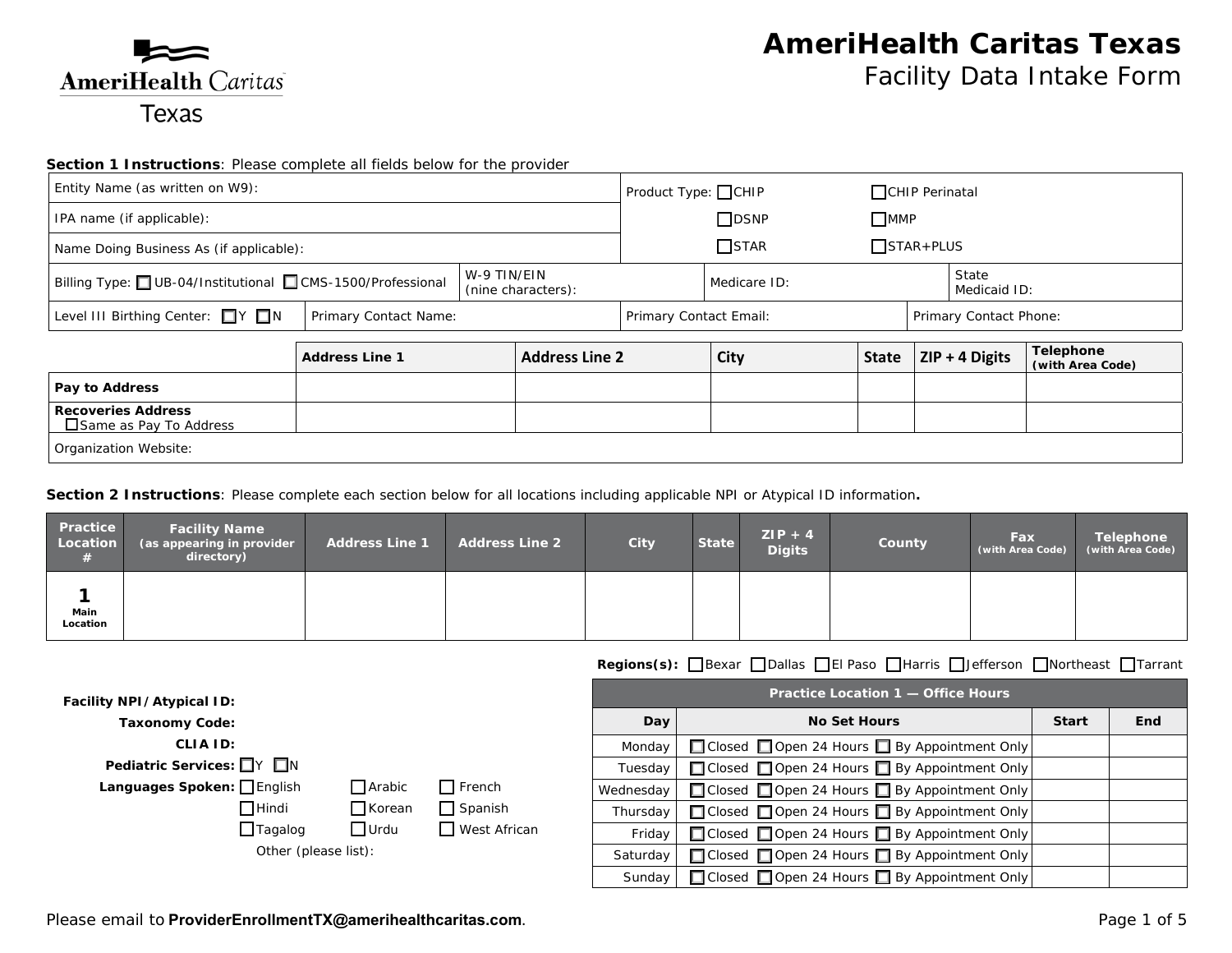# AmeriHealth Caritas Texas

## Facility Data Intake Form

**Section 1 Instructions**: Please complete all fields below for the provider

| | | | |
|---|---|---|---|
| Entity Name (as written on W9): | | Product Type: ☐ CHIP ☐ CHIP Perinatal | |
| IPA name (if applicable): | | ☐ DSNP ☐ MMP | |
| Name Doing Business As (if applicable): | | ☐ STAR ☐ STAR+PLUS | |
| Billing Type: ☐ UB-04/Institutional ☐ CMS-1500/Professional | W-9 TIN/EIN (nine characters): | Medicare ID: | State Medicaid ID: |
| Level III Birthing Center: ☐ Y ☐ N | Primary Contact Name: | Primary Contact Email: | Primary Contact Phone: |

| | Address Line 1 | Address Line 2 | City | State | ZIP + 4 Digits | Telephone (with Area Code) |
|---|---|---|---|---|---|---|
| **Pay to Address** | | | | | | |
| **Recoveries Address** ☐ Same as Pay To Address | | | | | | |
| Organization Website: | | | | | | |

**Section 2 Instructions**: Please complete each section below for all locations including applicable NPI or Atypical ID information**.**

| Practice Location # | Facility Name (as appearing in provider directory) | Address Line 1 | Address Line 2 | City | State | ZIP + 4 Digits | County | Fax (with Area Code) | Telephone (with Area Code) |
|---|---|---|---|---|---|---|---|---|---|
| **1** Main Location | | | | | | | | | |

**Regions(s):** ☐ Bexar ☐ Dallas ☐ El Paso ☐ Harris ☐ Jefferson ☐ Northeast ☐ Tarrant

**Facility NPI/Atypical ID:**

**Taxonomy Code:**

**CLIA ID:**

**Pediatric Services:** ☐ Y ☐ N

**Languages Spoken:** ☐ English ☐ Arabic ☐ French ☐ Hindi ☐ Korean ☐ Spanish ☐ Tagalog ☐ Urdu ☐ West African

Other (please list):

| Practice Location 1 — Office Hours | | | |
|---|---|---|---|
| **Day** | **No Set Hours** | **Start** | **End** |
| Monday | ☐ Closed ☐ Open 24 Hours ☐ By Appointment Only | | |
| Tuesday | ☐ Closed ☐ Open 24 Hours ☐ By Appointment Only | | |
| Wednesday | ☐ Closed ☐ Open 24 Hours ☐ By Appointment Only | | |
| Thursday | ☐ Closed ☐ Open 24 Hours ☐ By Appointment Only | | |
| Friday | ☐ Closed ☐ Open 24 Hours ☐ By Appointment Only | | |
| Saturday | ☐ Closed ☐ Open 24 Hours ☐ By Appointment Only | | |
| Sunday | ☐ Closed ☐ Open 24 Hours ☐ By Appointment Only | | |

Please email to **ProviderEnrollmentTX@amerihealthcaritas.com**.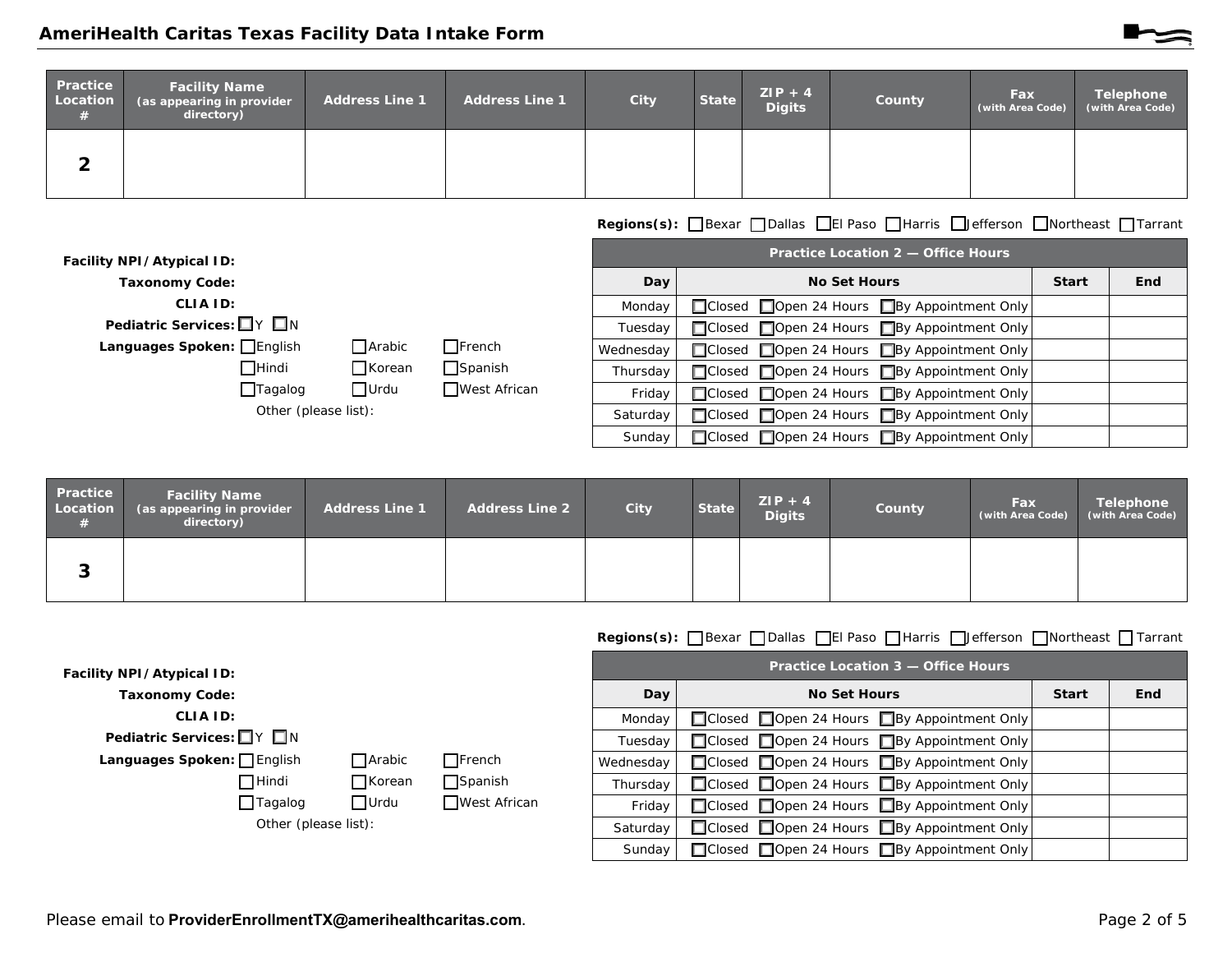| Practice Location # | Facility Name (as appearing in provider directory) | Address Line 1 | Address Line 1 | City | State | ZIP + 4 Digits | County | Fax (with Area Code) | Telephone (with Area Code) |
|---|---|---|---|---|---|---|---|---|---|
| **2** | | | | | | | | | |

**Regions(s):** ☐ Bexar ☐ Dallas ☐ El Paso ☐ Harris ☐ Jefferson ☐ Northeast ☐ Tarrant

**Facility NPI/Atypical ID:**

**Taxonomy Code:**

**CLIA ID:**

**Pediatric Services:** ☐ Y ☐ N

**Languages Spoken:** ☐ English ☐ Arabic ☐ French ☐ Hindi ☐ Korean ☐ Spanish ☐ Tagalog ☐ Urdu ☐ West African

Other (please list):

| Practice Location 2 — Office Hours | | | |
|---|---|---|---|
| **Day** | **No Set Hours** | **Start** | **End** |
| Monday | ☐ Closed ☐ Open 24 Hours ☐ By Appointment Only | | |
| Tuesday | ☐ Closed ☐ Open 24 Hours ☐ By Appointment Only | | |
| Wednesday | ☐ Closed ☐ Open 24 Hours ☐ By Appointment Only | | |
| Thursday | ☐ Closed ☐ Open 24 Hours ☐ By Appointment Only | | |
| Friday | ☐ Closed ☐ Open 24 Hours ☐ By Appointment Only | | |
| Saturday | ☐ Closed ☐ Open 24 Hours ☐ By Appointment Only | | |
| Sunday | ☐ Closed ☐ Open 24 Hours ☐ By Appointment Only | | |

| Practice Location # | Facility Name (as appearing in provider directory) | Address Line 1 | Address Line 2 | City | State | ZIP + 4 Digits | County | Fax (with Area Code) | Telephone (with Area Code) |
|---|---|---|---|---|---|---|---|---|---|
| **3** | | | | | | | | | |

**Regions(s):** ☐ Bexar ☐ Dallas ☐ El Paso ☐ Harris ☐ Jefferson ☐ Northeast ☐ Tarrant

**Facility NPI/Atypical ID:**

**Taxonomy Code:**

**CLIA ID:**

**Pediatric Services:** ☐ Y ☐ N

**Languages Spoken:** ☐ English ☐ Arabic ☐ French ☐ Hindi ☐ Korean ☐ Spanish ☐ Tagalog ☐ Urdu ☐ West African

Other (please list):

| Practice Location 3 — Office Hours | | | |
|---|---|---|---|
| **Day** | **No Set Hours** | **Start** | **End** |
| Monday | ☐ Closed ☐ Open 24 Hours ☐ By Appointment Only | | |
| Tuesday | ☐ Closed ☐ Open 24 Hours ☐ By Appointment Only | | |
| Wednesday | ☐ Closed ☐ Open 24 Hours ☐ By Appointment Only | | |
| Thursday | ☐ Closed ☐ Open 24 Hours ☐ By Appointment Only | | |
| Friday | ☐ Closed ☐ Open 24 Hours ☐ By Appointment Only | | |
| Saturday | ☐ Closed ☐ Open 24 Hours ☐ By Appointment Only | | |
| Sunday | ☐ Closed ☐ Open 24 Hours ☐ By Appointment Only | | |

Please email to **ProviderEnrollmentTX@amerihealthcaritas.com**.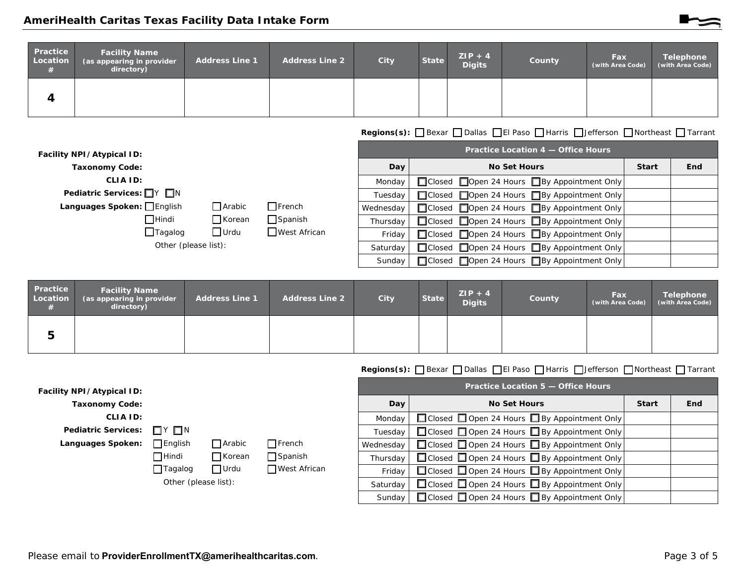## AmeriHealth Caritas Texas Facility Data Intake Form

| Practice Location # | Facility Name (as appearing in provider directory) | Address Line 1 | Address Line 2 | City | State | ZIP + 4 Digits | County | Fax (with Area Code) | Telephone (with Area Code) |
|---|---|---|---|---|---|---|---|---|---|
| 4 | | | | | | | | | |

**Regions(s):** ☐ Bexar ☐ Dallas ☐ El Paso ☐ Harris ☐ Jefferson ☐ Northeast ☐ Tarrant

**Facility NPI/Atypical ID:**

**Taxonomy Code:**

**CLIA ID:**

**Pediatric Services:** ☐ Y ☐ N

**Languages Spoken:** ☐ English ☐ Arabic ☐ French ☐ Hindi ☐ Korean ☐ Spanish ☐ Tagalog ☐ Urdu ☐ West African

Other (please list):

| Practice Location 4 — Office Hours | | | |
|---|---|---|---|
| **Day** | **No Set Hours** | **Start** | **End** |
| Monday | ☐ Closed ☐ Open 24 Hours ☐ By Appointment Only | | |
| Tuesday | ☐ Closed ☐ Open 24 Hours ☐ By Appointment Only | | |
| Wednesday | ☐ Closed ☐ Open 24 Hours ☐ By Appointment Only | | |
| Thursday | ☐ Closed ☐ Open 24 Hours ☐ By Appointment Only | | |
| Friday | ☐ Closed ☐ Open 24 Hours ☐ By Appointment Only | | |
| Saturday | ☐ Closed ☐ Open 24 Hours ☐ By Appointment Only | | |
| Sunday | ☐ Closed ☐ Open 24 Hours ☐ By Appointment Only | | |

| Practice Location # | Facility Name (as appearing in provider directory) | Address Line 1 | Address Line 2 | City | State | ZIP + 4 Digits | County | Fax (with Area Code) | Telephone (with Area Code) |
|---|---|---|---|---|---|---|---|---|---|
| 5 | | | | | | | | | |

**Regions(s):** ☐ Bexar ☐ Dallas ☐ El Paso ☐ Harris ☐ Jefferson ☐ Northeast ☐ Tarrant

**Facility NPI/Atypical ID:**

**Taxonomy Code:**

**CLIA ID:**

**Pediatric Services:** ☐ Y ☐ N

**Languages Spoken:** ☐ English ☐ Arabic ☐ French ☐ Hindi ☐ Korean ☐ Spanish ☐ Tagalog ☐ Urdu ☐ West African

Other (please list):

| Practice Location 5 — Office Hours | | | |
|---|---|---|---|
| **Day** | **No Set Hours** | **Start** | **End** |
| Monday | ☐ Closed ☐ Open 24 Hours ☐ By Appointment Only | | |
| Tuesday | ☐ Closed ☐ Open 24 Hours ☐ By Appointment Only | | |
| Wednesday | ☐ Closed ☐ Open 24 Hours ☐ By Appointment Only | | |
| Thursday | ☐ Closed ☐ Open 24 Hours ☐ By Appointment Only | | |
| Friday | ☐ Closed ☐ Open 24 Hours ☐ By Appointment Only | | |
| Saturday | ☐ Closed ☐ Open 24 Hours ☐ By Appointment Only | | |
| Sunday | ☐ Closed ☐ Open 24 Hours ☐ By Appointment Only | | |

Please email to **ProviderEnrollmentTX@amerihealthcaritas.com**.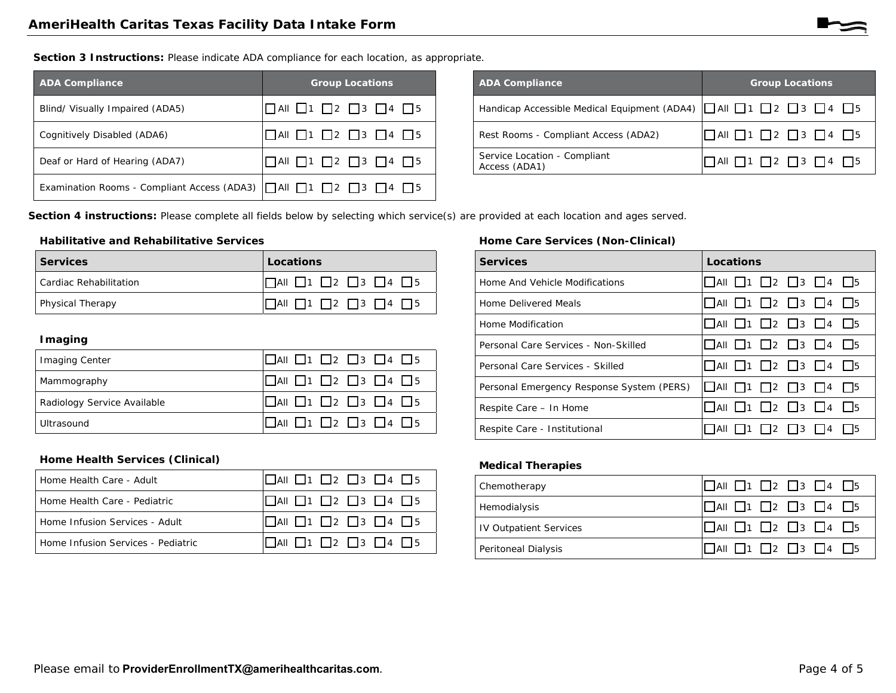**Section 3 Instructions:** Please indicate ADA compliance for each location, as appropriate.

| ADA Compliance | Group Locations |
| --- | --- |
| Blind/ Visually Impaired (ADA5) | ☐ All ☐ 1 ☐ 2 ☐ 3 ☐ 4 ☐ 5 |
| Cognitively Disabled (ADA6) | ☐ All ☐ 1 ☐ 2 ☐ 3 ☐ 4 ☐ 5 |
| Deaf or Hard of Hearing (ADA7) | ☐ All ☐ 1 ☐ 2 ☐ 3 ☐ 4 ☐ 5 |
| Examination Rooms - Compliant Access (ADA3) | ☐ All ☐ 1 ☐ 2 ☐ 3 ☐ 4 ☐ 5 |

| ADA Compliance | Group Locations |
| --- | --- |
| Handicap Accessible Medical Equipment (ADA4) | ☐ All ☐ 1 ☐ 2 ☐ 3 ☐ 4 ☐ 5 |
| Rest Rooms - Compliant Access (ADA2) | ☐ All ☐ 1 ☐ 2 ☐ 3 ☐ 4 ☐ 5 |
| Service Location - Compliant Access (ADA1) | ☐ All ☐ 1 ☐ 2 ☐ 3 ☐ 4 ☐ 5 |

**Section 4 instructions:** Please complete all fields below by selecting which service(s) are provided at each location and ages served.

### Habilitative and Rehabilitative Services

| Services | Locations |
| --- | --- |
| Cardiac Rehabilitation | ☐ All ☐ 1 ☐ 2 ☐ 3 ☐ 4 ☐ 5 |
| Physical Therapy | ☐ All ☐ 1 ☐ 2 ☐ 3 ☐ 4 ☐ 5 |

### Imaging

| | |
| --- | --- |
| Imaging Center | ☐ All ☐ 1 ☐ 2 ☐ 3 ☐ 4 ☐ 5 |
| Mammography | ☐ All ☐ 1 ☐ 2 ☐ 3 ☐ 4 ☐ 5 |
| Radiology Service Available | ☐ All ☐ 1 ☐ 2 ☐ 3 ☐ 4 ☐ 5 |
| Ultrasound | ☐ All ☐ 1 ☐ 2 ☐ 3 ☐ 4 ☐ 5 |

### Home Health Services (Clinical)

| | |
| --- | --- |
| Home Health Care - Adult | ☐ All ☐ 1 ☐ 2 ☐ 3 ☐ 4 ☐ 5 |
| Home Health Care - Pediatric | ☐ All ☐ 1 ☐ 2 ☐ 3 ☐ 4 ☐ 5 |
| Home Infusion Services - Adult | ☐ All ☐ 1 ☐ 2 ☐ 3 ☐ 4 ☐ 5 |
| Home Infusion Services - Pediatric | ☐ All ☐ 1 ☐ 2 ☐ 3 ☐ 4 ☐ 5 |

### Home Care Services (Non-Clinical)

| Services | Locations |
| --- | --- |
| Home And Vehicle Modifications | ☐ All ☐ 1 ☐ 2 ☐ 3 ☐ 4 ☐ 5 |
| Home Delivered Meals | ☐ All ☐ 1 ☐ 2 ☐ 3 ☐ 4 ☐ 5 |
| Home Modification | ☐ All ☐ 1 ☐ 2 ☐ 3 ☐ 4 ☐ 5 |
| Personal Care Services - Non-Skilled | ☐ All ☐ 1 ☐ 2 ☐ 3 ☐ 4 ☐ 5 |
| Personal Care Services - Skilled | ☐ All ☐ 1 ☐ 2 ☐ 3 ☐ 4 ☐ 5 |
| Personal Emergency Response System (PERS) | ☐ All ☐ 1 ☐ 2 ☐ 3 ☐ 4 ☐ 5 |
| Respite Care – In Home | ☐ All ☐ 1 ☐ 2 ☐ 3 ☐ 4 ☐ 5 |
| Respite Care - Institutional | ☐ All ☐ 1 ☐ 2 ☐ 3 ☐ 4 ☐ 5 |

### Medical Therapies

| | |
| --- | --- |
| Chemotherapy | ☐ All ☐ 1 ☐ 2 ☐ 3 ☐ 4 ☐ 5 |
| Hemodialysis | ☐ All ☐ 1 ☐ 2 ☐ 3 ☐ 4 ☐ 5 |
| IV Outpatient Services | ☐ All ☐ 1 ☐ 2 ☐ 3 ☐ 4 ☐ 5 |
| Peritoneal Dialysis | ☐ All ☐ 1 ☐ 2 ☐ 3 ☐ 4 ☐ 5 |

Please email to **ProviderEnrollmentTX@amerihealthcaritas.com**.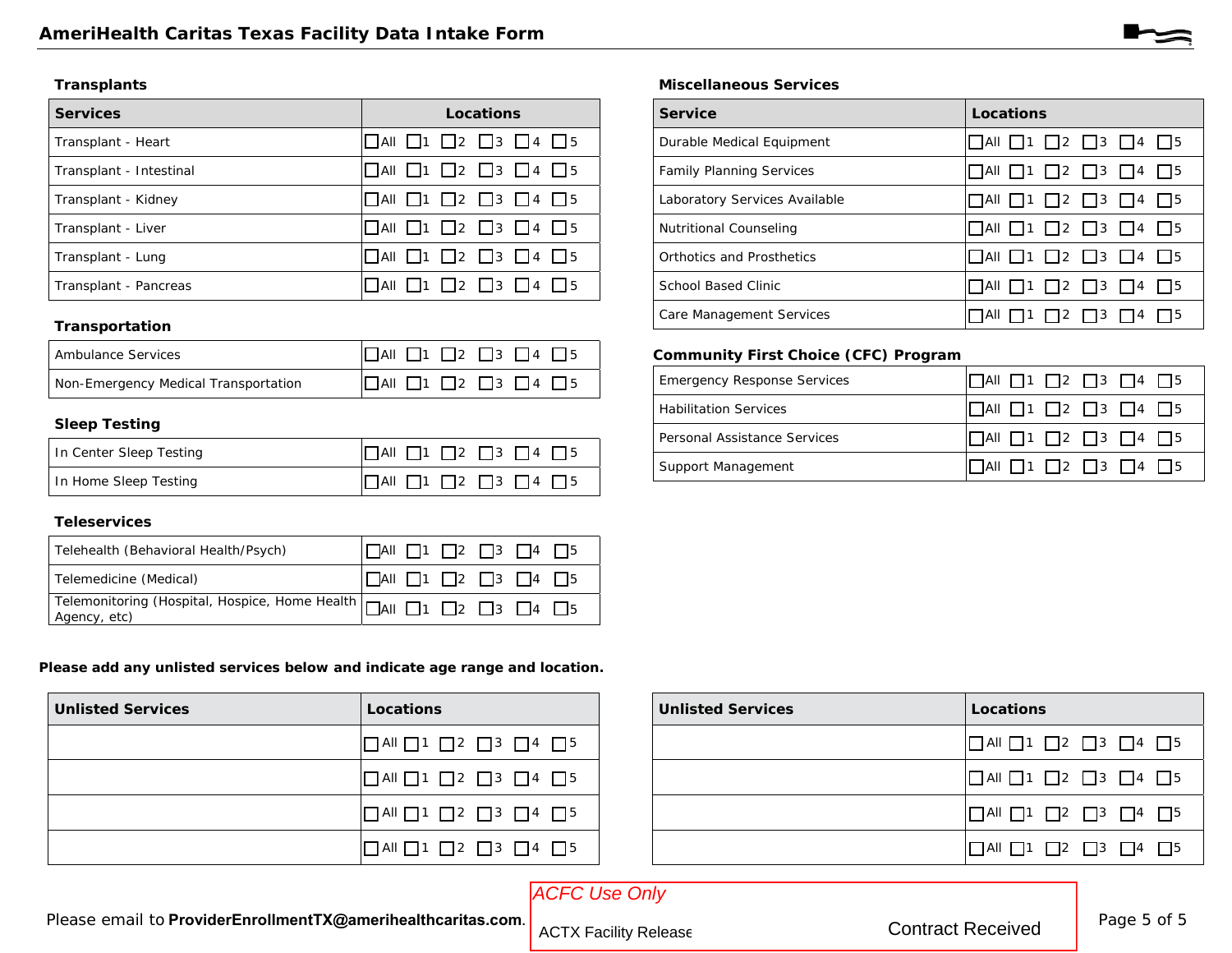# AmeriHealth Caritas Texas Facility Data Intake Form

### Transplants

| Services | Locations |
|---|---|
| Transplant - Heart | ☐All ☐1 ☐2 ☐3 ☐4 ☐5 |
| Transplant - Intestinal | ☐All ☐1 ☐2 ☐3 ☐4 ☐5 |
| Transplant - Kidney | ☐All ☐1 ☐2 ☐3 ☐4 ☐5 |
| Transplant - Liver | ☐All ☐1 ☐2 ☐3 ☐4 ☐5 |
| Transplant - Lung | ☐All ☐1 ☐2 ☐3 ☐4 ☐5 |
| Transplant - Pancreas | ☐All ☐1 ☐2 ☐3 ☐4 ☐5 |

### Transportation

| | |
|---|---|
| Ambulance Services | ☐All ☐1 ☐2 ☐3 ☐4 ☐5 |
| Non-Emergency Medical Transportation | ☐All ☐1 ☐2 ☐3 ☐4 ☐5 |

### Sleep Testing

| | |
|---|---|
| In Center Sleep Testing | ☐All ☐1 ☐2 ☐3 ☐4 ☐5 |
| In Home Sleep Testing | ☐All ☐1 ☐2 ☐3 ☐4 ☐5 |

### Teleservices

| | |
|---|---|
| Telehealth (Behavioral Health/Psych) | ☐All ☐1 ☐2 ☐3 ☐4 ☐5 |
| Telemedicine (Medical) | ☐All ☐1 ☐2 ☐3 ☐4 ☐5 |
| Telemonitoring (Hospital, Hospice, Home Health Agency, etc) | ☐All ☐1 ☐2 ☐3 ☐4 ☐5 |

### Miscellaneous Services

| Service | Locations |
|---|---|
| Durable Medical Equipment | ☐All ☐1 ☐2 ☐3 ☐4 ☐5 |
| Family Planning Services | ☐All ☐1 ☐2 ☐3 ☐4 ☐5 |
| Laboratory Services Available | ☐All ☐1 ☐2 ☐3 ☐4 ☐5 |
| Nutritional Counseling | ☐All ☐1 ☐2 ☐3 ☐4 ☐5 |
| Orthotics and Prosthetics | ☐All ☐1 ☐2 ☐3 ☐4 ☐5 |
| School Based Clinic | ☐All ☐1 ☐2 ☐3 ☐4 ☐5 |
| Care Management Services | ☐All ☐1 ☐2 ☐3 ☐4 ☐5 |

### Community First Choice (CFC) Program

| | |
|---|---|
| Emergency Response Services | ☐All ☐1 ☐2 ☐3 ☐4 ☐5 |
| Habilitation Services | ☐All ☐1 ☐2 ☐3 ☐4 ☐5 |
| Personal Assistance Services | ☐All ☐1 ☐2 ☐3 ☐4 ☐5 |
| Support Management | ☐All ☐1 ☐2 ☐3 ☐4 ☐5 |

**Please add any unlisted services below and indicate age range and location.**

| Unlisted Services | Locations |
|---|---|
| | ☐All ☐1 ☐2 ☐3 ☐4 ☐5 |
| | ☐All ☐1 ☐2 ☐3 ☐4 ☐5 |
| | ☐All ☐1 ☐2 ☐3 ☐4 ☐5 |
| | ☐All ☐1 ☐2 ☐3 ☐4 ☐5 |

| Unlisted Services | Locations |
|---|---|
| | ☐All ☐1 ☐2 ☐3 ☐4 ☐5 |
| | ☐All ☐1 ☐2 ☐3 ☐4 ☐5 |
| | ☐All ☐1 ☐2 ☐3 ☐4 ☐5 |
| | ☐All ☐1 ☐2 ☐3 ☐4 ☐5 |

Please email to **ProviderEnrollmentTX@amerihealthcaritas.com**.

*ACFC Use Only*

ACTX Facility Release

Contract Received